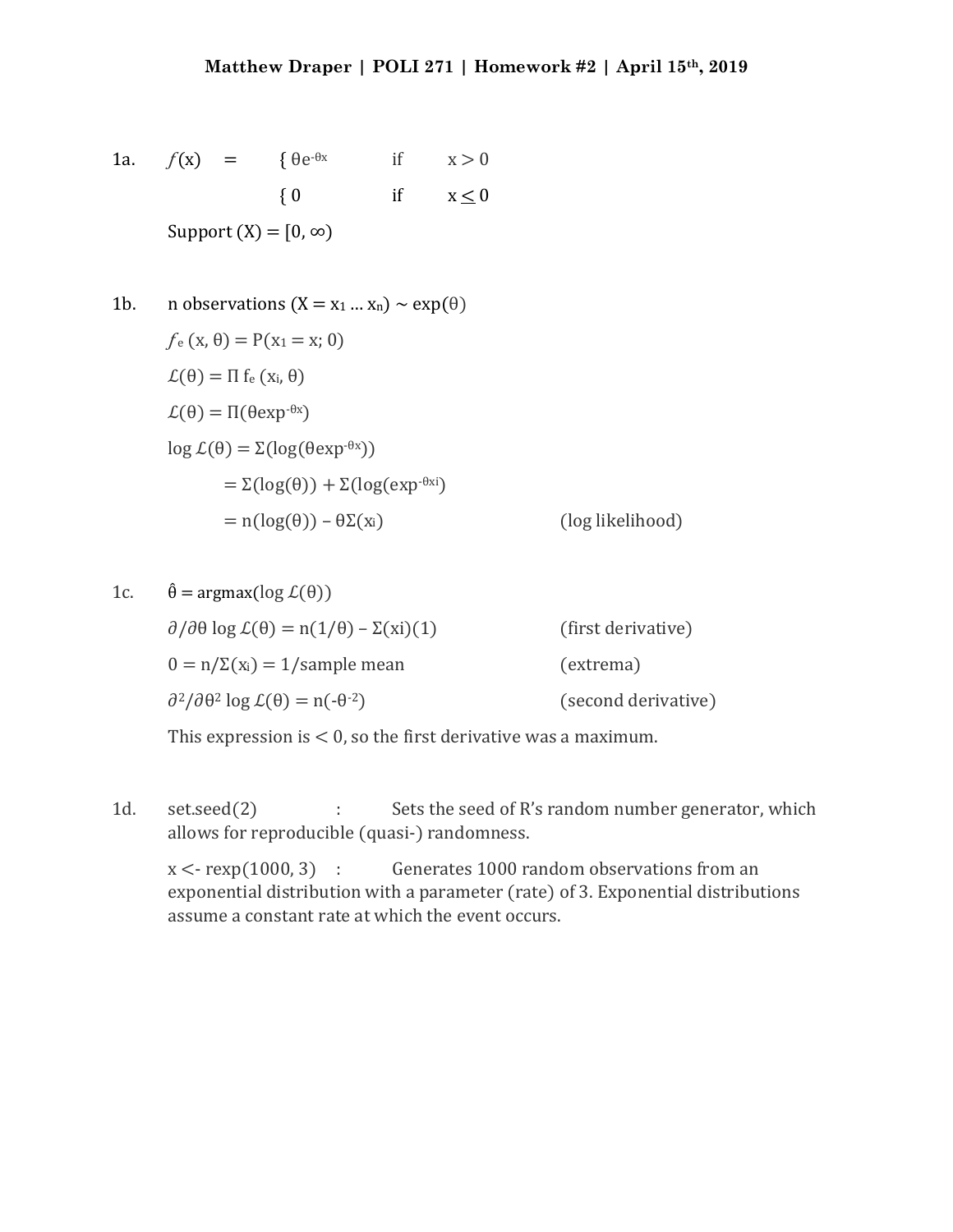**Matthew Draper | POLI 271 | Homework #2 | April 15th, 2019**

1a. $f(x) = \{ \theta e^{-\theta x}$ if $x > 0$

$\{ 0$ if $x \leq 0$

Support (X) = $[0, \infty)$

1b. n observations ($X = x_1 \ldots x_n$) $\sim \exp(\theta)$

$f_e(x, \theta) = P(x_1 = x; 0)$

$\mathcal{L}(\theta) = \Pi f_e(x_i, \theta)$

$\mathcal{L}(\theta) = \Pi(\theta \exp^{-\theta x})$

$\log \mathcal{L}(\theta) = \Sigma(\log(\theta \exp^{-\theta x}))$

$= \Sigma(\log(\theta)) + \Sigma(\log(\exp^{-\theta x_i})$

$= n(\log(\theta)) - \theta \Sigma(x_i)$ (log likelihood)

1c. $\hat{\theta} = \text{argmax}(\log \mathcal{L}(\theta))$

$\partial/\partial\theta \log \mathcal{L}(\theta) = n(1/\theta) - \Sigma(xi)(1)$ (first derivative)

$0 = n/\Sigma(x_i) = 1/\text{sample mean}$ (extrema)

$\partial^2/\partial\theta^2 \log \mathcal{L}(\theta) = n(-\theta^{-2})$ (second derivative)

This expression is $< 0$, so the first derivative was a maximum.

1d. set.seed(2) : Sets the seed of R's random number generator, which allows for reproducible (quasi-) randomness.

x <- rexp(1000, 3) : Generates 1000 random observations from an exponential distribution with a parameter (rate) of 3. Exponential distributions assume a constant rate at which the event occurs.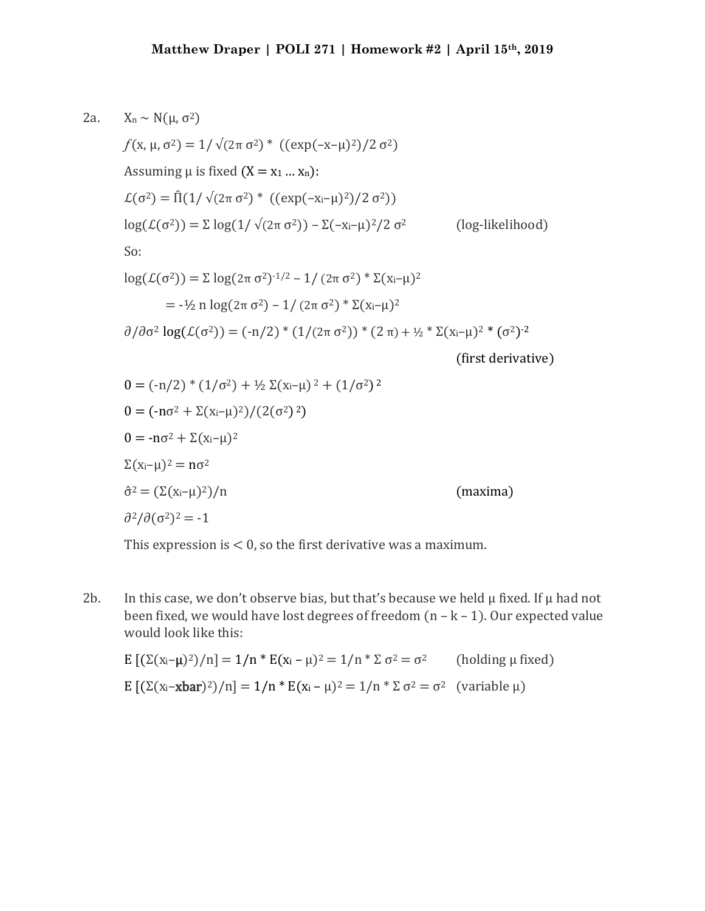Matthew Draper | POLI 271 | Homework #2 | April 15th, 2019

2a. $X_n \sim N(\mu, \sigma^2)$

$f(x, \mu, \sigma^2) = 1/\sqrt{(2\pi\,\sigma^2)} * ((\exp(-x-\mu)^2)/2\,\sigma^2)$

Assuming $\mu$ is fixed ($X = x_1 \ldots x_n$):

$\mathcal{L}(\sigma^2) = \hat{\Pi}(1/\sqrt{(2\pi\,\sigma^2)} * ((\exp(-x_i-\mu)^2)/2\,\sigma^2))$

$\log(\mathcal{L}(\sigma^2)) = \Sigma \log(1/\sqrt{(2\pi\,\sigma^2)}) - \Sigma(-x_i-\mu)^2/2\,\sigma^2$ (log-likelihood)

So:

$\log(\mathcal{L}(\sigma^2)) = \Sigma \log(2\pi\,\sigma^2)^{-1/2} - 1/(2\pi\,\sigma^2) * \Sigma(x_i-\mu)^2$

$= -\frac{1}{2}\, n \log(2\pi\,\sigma^2) - 1/(2\pi\,\sigma^2) * \Sigma(x_i-\mu)^2$

$\partial/\partial\sigma^2 \log(\mathcal{L}(\sigma^2)) = (-n/2) * (1/(2\pi\,\sigma^2)) * (2\,\pi) + \frac{1}{2} * \Sigma(x_i-\mu)^2 * (\sigma^2)^{-2}$

(first derivative)

$0 = (-n/2) * (1/\sigma^2) + \frac{1}{2}\,\Sigma(x_i-\mu)^2 + (1/\sigma^2)^2$

$0 = (-n\sigma^2 + \Sigma(x_i-\mu)^2)/(2(\sigma^2)^2)$

$0 = -n\sigma^2 + \Sigma(x_i-\mu)^2$

$\Sigma(x_i-\mu)^2 = n\sigma^2$

$\hat{\sigma}^2 = (\Sigma(x_i-\mu)^2)/n$ (maxima)

$\partial^2/\partial(\sigma^2)^2 = -1$

This expression is $< 0$, so the first derivative was a maximum.

2b. In this case, we don't observe bias, but that's because we held $\mu$ fixed. If $\mu$ had not been fixed, we would have lost degrees of freedom ($n - k - 1$). Our expected value would look like this:

$E\,[(\Sigma(x_i-\boldsymbol{\mu})^2)/n] = 1/n * E(x_i - \mu)^2 = 1/n * \Sigma\,\sigma^2 = \sigma^2$ (holding $\mu$ fixed)

$E\,[(\Sigma(x_i-\textbf{xbar})^2)/n] = 1/n * E(x_i - \mu)^2 = 1/n * \Sigma\,\sigma^2 = \sigma^2$ (variable $\mu$)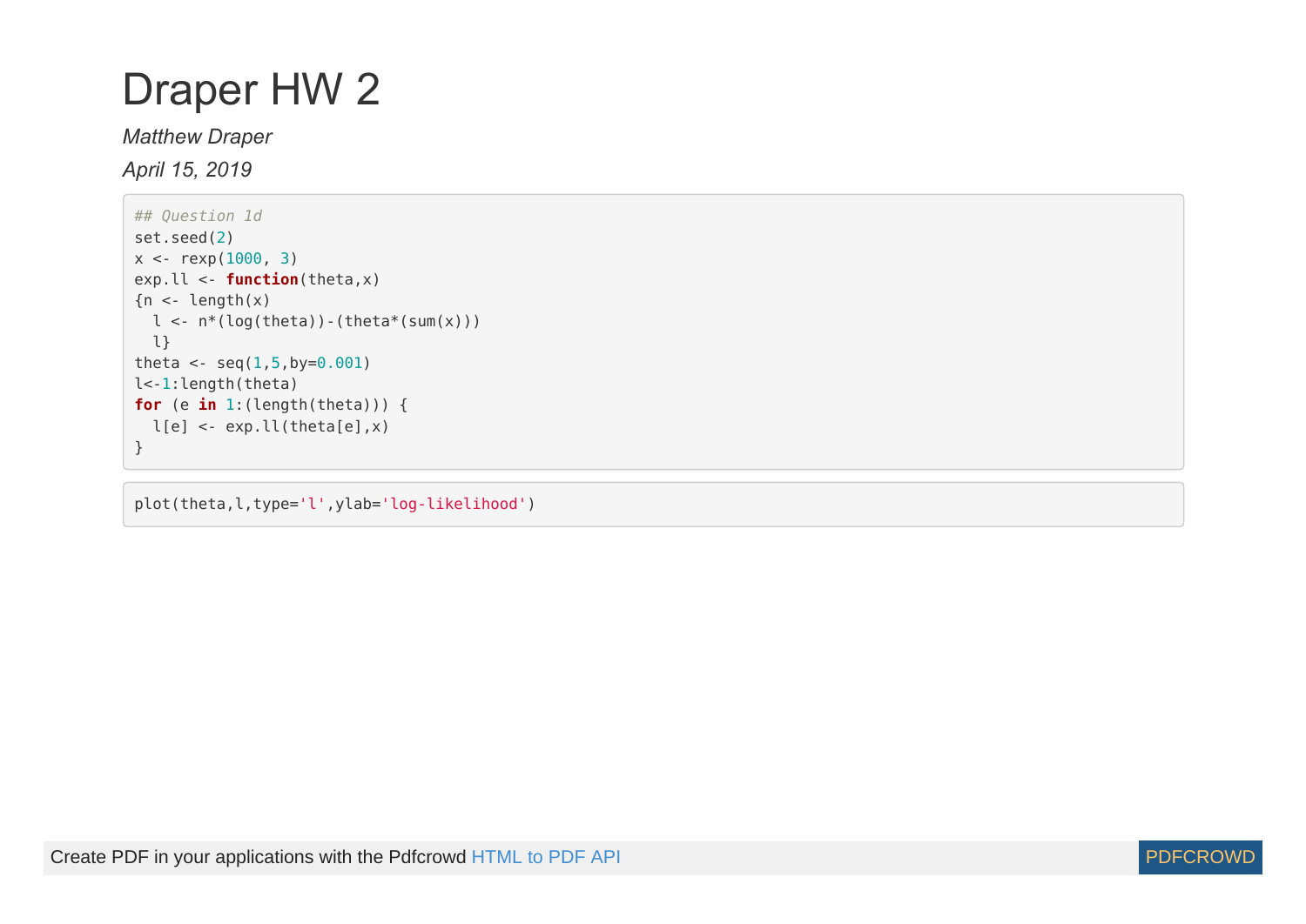# Draper HW 2

*Matthew Draper*

*April 15, 2019*

```r
## Question 1d
set.seed(2)
x <- rexp(1000, 3)
exp.ll <- function(theta,x)
{n <- length(x)
  l <- n*(log(theta))-(theta*(sum(x)))
  l}
theta <- seq(1,5,by=0.001)
l<-1:length(theta)
for (e in 1:(length(theta))) {
  l[e] <- exp.ll(theta[e],x)
}
```

```r
plot(theta,l,type='l',ylab='log-likelihood')
```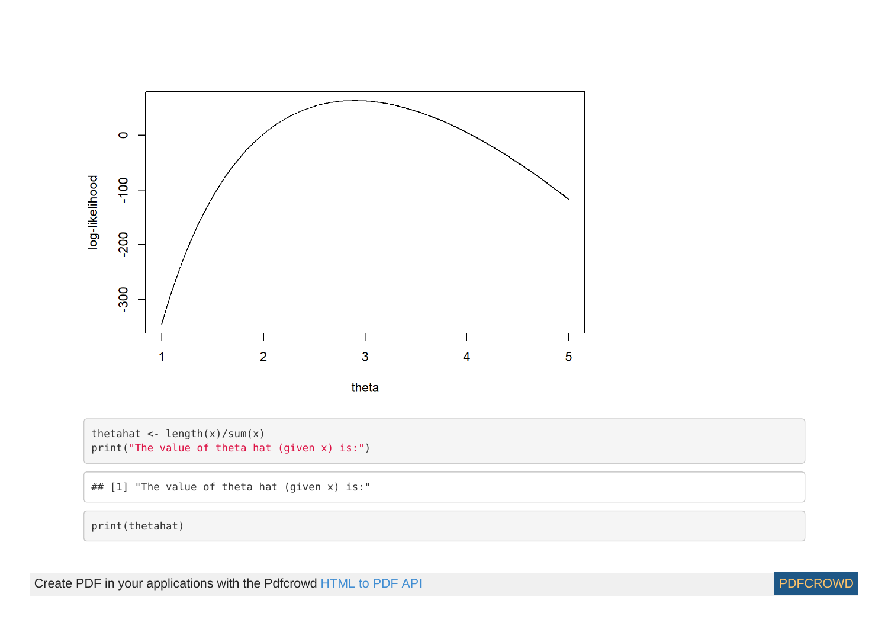```
thetahat <- length(x)/sum(x)
print("The value of theta hat (given x) is:")
```

```
## [1] "The value of theta hat (given x) is:"
```

```
print(thetahat)
```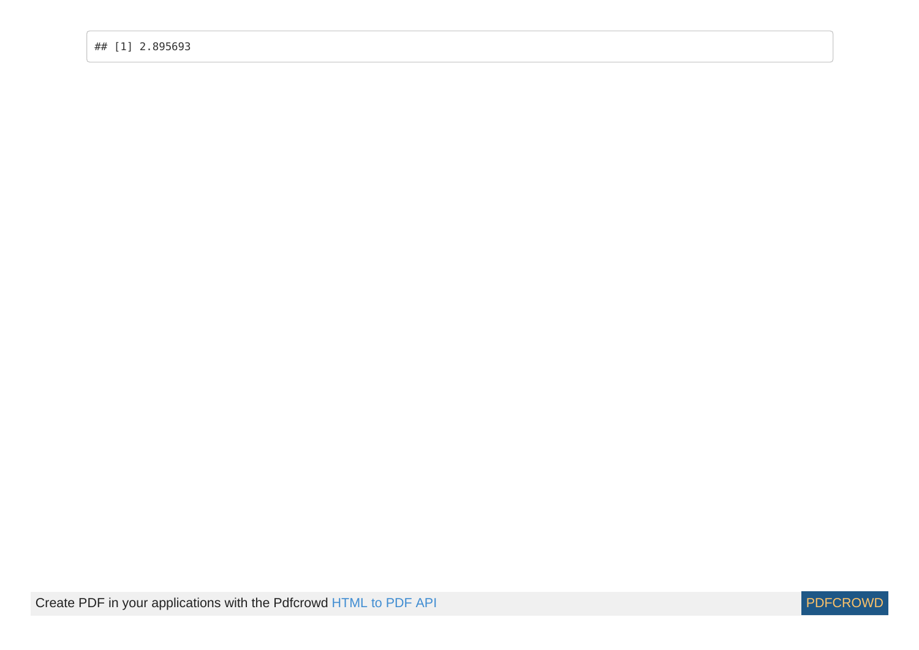```
## [1] 2.895693
```